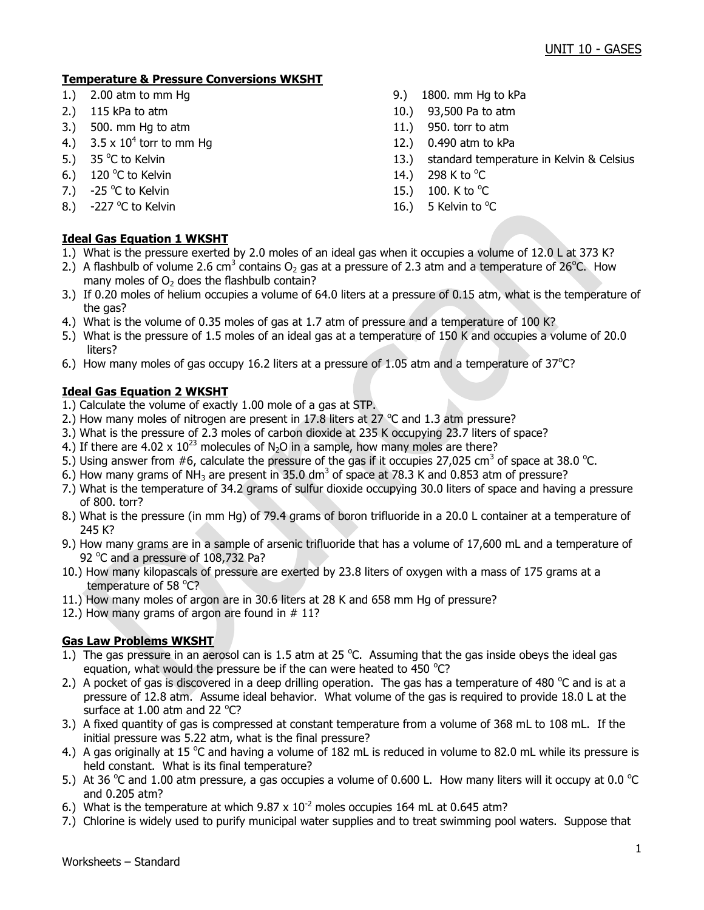UNIT 10 - GASES

## Temperature & Pressure Conversions WKSHT

1.) 2.00 atm to mm Hg
2.) 115 kPa to atm
3.) 500. mm Hg to atm
4.) $3.5 \times 10^4$ torr to mm Hg
5.) 35 °C to Kelvin
6.) 120 °C to Kelvin
7.) -25 °C to Kelvin
8.) -227 °C to Kelvin
9.) 1800. mm Hg to kPa
10.) 93,500 Pa to atm
11.) 950. torr to atm
12.) 0.490 atm to kPa
13.) standard temperature in Kelvin & Celsius
14.) 298 K to °C
15.) 100. K to °C
16.) 5 Kelvin to °C

## Ideal Gas Equation 1 WKSHT

1.) What is the pressure exerted by 2.0 moles of an ideal gas when it occupies a volume of 12.0 L at 373 K?
2.) A flashbulb of volume 2.6 $cm^3$ contains $O_2$ gas at a pressure of 2.3 atm and a temperature of 26°C. How many moles of $O_2$ does the flashbulb contain?
3.) If 0.20 moles of helium occupies a volume of 64.0 liters at a pressure of 0.15 atm, what is the temperature of the gas?
4.) What is the volume of 0.35 moles of gas at 1.7 atm of pressure and a temperature of 100 K?
5.) What is the pressure of 1.5 moles of an ideal gas at a temperature of 150 K and occupies a volume of 20.0 liters?
6.) How many moles of gas occupy 16.2 liters at a pressure of 1.05 atm and a temperature of 37°C?

## Ideal Gas Equation 2 WKSHT

1.) Calculate the volume of exactly 1.00 mole of a gas at STP.
2.) How many moles of nitrogen are present in 17.8 liters at 27 °C and 1.3 atm pressure?
3.) What is the pressure of 2.3 moles of carbon dioxide at 235 K occupying 23.7 liters of space?
4.) If there are $4.02 \times 10^{23}$ molecules of $N_2O$ in a sample, how many moles are there?
5.) Using answer from #6, calculate the pressure of the gas if it occupies 27,025 $cm^3$ of space at 38.0 °C.
6.) How many grams of $NH_3$ are present in 35.0 $dm^3$ of space at 78.3 K and 0.853 atm of pressure?
7.) What is the temperature of 34.2 grams of sulfur dioxide occupying 30.0 liters of space and having a pressure of 800. torr?
8.) What is the pressure (in mm Hg) of 79.4 grams of boron trifluoride in a 20.0 L container at a temperature of 245 K?
9.) How many grams are in a sample of arsenic trifluoride that has a volume of 17,600 mL and a temperature of 92 °C and a pressure of 108,732 Pa?
10.) How many kilopascals of pressure are exerted by 23.8 liters of oxygen with a mass of 175 grams at a temperature of 58 °C?
11.) How many moles of argon are in 30.6 liters at 28 K and 658 mm Hg of pressure?
12.) How many grams of argon are found in # 11?

## Gas Law Problems WKSHT

1.) The gas pressure in an aerosol can is 1.5 atm at 25 °C. Assuming that the gas inside obeys the ideal gas equation, what would the pressure be if the can were heated to 450 °C?
2.) A pocket of gas is discovered in a deep drilling operation. The gas has a temperature of 480 °C and is at a pressure of 12.8 atm. Assume ideal behavior. What volume of the gas is required to provide 18.0 L at the surface at 1.00 atm and 22 °C?
3.) A fixed quantity of gas is compressed at constant temperature from a volume of 368 mL to 108 mL. If the initial pressure was 5.22 atm, what is the final pressure?
4.) A gas originally at 15 °C and having a volume of 182 mL is reduced in volume to 82.0 mL while its pressure is held constant. What is its final temperature?
5.) At 36 °C and 1.00 atm pressure, a gas occupies a volume of 0.600 L. How many liters will it occupy at 0.0 °C and 0.205 atm?
6.) What is the temperature at which $9.87 \times 10^{-2}$ moles occupies 164 mL at 0.645 atm?
7.) Chlorine is widely used to purify municipal water supplies and to treat swimming pool waters. Suppose that

Worksheets – Standard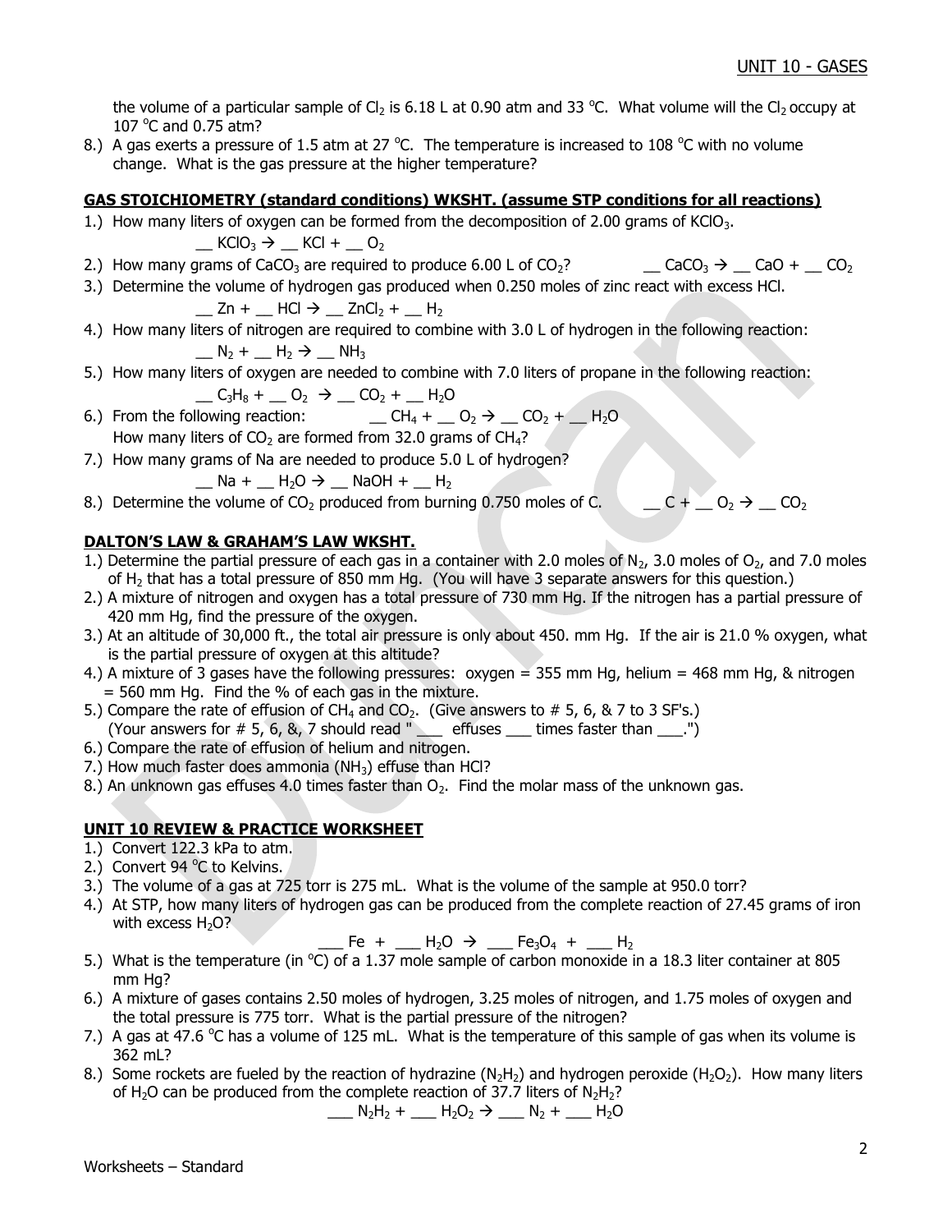the volume of a particular sample of $Cl_2$ is 6.18 L at 0.90 atm and 33 °C. What volume will the $Cl_2$ occupy at 107 °C and 0.75 atm?

8.) A gas exerts a pressure of 1.5 atm at 27 °C. The temperature is increased to 108 °C with no volume change. What is the gas pressure at the higher temperature?

**GAS STOICHIOMETRY (standard conditions) WKSHT. (assume STP conditions for all reactions)**

1.) How many liters of oxygen can be formed from the decomposition of 2.00 grams of $KClO_3$.
   __ $KClO_3 \rightarrow$ __ $KCl$ + __ $O_2$
2.) How many grams of $CaCO_3$ are required to produce 6.00 L of $CO_2$?   __ $CaCO_3 \rightarrow$ __ $CaO$ + __ $CO_2$
3.) Determine the volume of hydrogen gas produced when 0.250 moles of zinc react with excess HCl.
   __ $Zn$ + __ $HCl \rightarrow$ __ $ZnCl_2$ + __ $H_2$
4.) How many liters of nitrogen are required to combine with 3.0 L of hydrogen in the following reaction:
   __ $N_2$ + __ $H_2 \rightarrow$ __ $NH_3$
5.) How many liters of oxygen are needed to combine with 7.0 liters of propane in the following reaction:
   __ $C_3H_8$ + __ $O_2 \rightarrow$ __ $CO_2$ + __ $H_2O$
6.) From the following reaction:   __ $CH_4$ + __ $O_2 \rightarrow$ __ $CO_2$ + __ $H_2O$
   How many liters of $CO_2$ are formed from 32.0 grams of $CH_4$?
7.) How many grams of Na are needed to produce 5.0 L of hydrogen?
   __ $Na$ + __ $H_2O \rightarrow$ __ $NaOH$ + __ $H_2$
8.) Determine the volume of $CO_2$ produced from burning 0.750 moles of C.   __ $C$ + __ $O_2 \rightarrow$ __ $CO_2$

**DALTON'S LAW & GRAHAM'S LAW WKSHT.**

1.) Determine the partial pressure of each gas in a container with 2.0 moles of $N_2$, 3.0 moles of $O_2$, and 7.0 moles of $H_2$ that has a total pressure of 850 mm Hg. (You will have 3 separate answers for this question.)
2.) A mixture of nitrogen and oxygen has a total pressure of 730 mm Hg. If the nitrogen has a partial pressure of 420 mm Hg, find the pressure of the oxygen.
3.) At an altitude of 30,000 ft., the total air pressure is only about 450. mm Hg. If the air is 21.0 % oxygen, what is the partial pressure of oxygen at this altitude?
4.) A mixture of 3 gases have the following pressures: oxygen = 355 mm Hg, helium = 468 mm Hg, & nitrogen = 560 mm Hg. Find the % of each gas in the mixture.
5.) Compare the rate of effusion of $CH_4$ and $CO_2$. (Give answers to # 5, 6, & 7 to 3 SF's.)
   (Your answers for # 5, 6, &, 7 should read " ___ effuses ___ times faster than ___.")
6.) Compare the rate of effusion of helium and nitrogen.
7.) How much faster does ammonia ($NH_3$) effuse than HCl?
8.) An unknown gas effuses 4.0 times faster than $O_2$. Find the molar mass of the unknown gas.

**UNIT 10 REVIEW & PRACTICE WORKSHEET**

1.) Convert 122.3 kPa to atm.
2.) Convert 94 °C to Kelvins.
3.) The volume of a gas at 725 torr is 275 mL. What is the volume of the sample at 950.0 torr?
4.) At STP, how many liters of hydrogen gas can be produced from the complete reaction of 27.45 grams of iron with excess $H_2O$?
   ___ $Fe$ + ___ $H_2O \rightarrow$ ___ $Fe_3O_4$ + ___ $H_2$
5.) What is the temperature (in °C) of a 1.37 mole sample of carbon monoxide in a 18.3 liter container at 805 mm Hg?
6.) A mixture of gases contains 2.50 moles of hydrogen, 3.25 moles of nitrogen, and 1.75 moles of oxygen and the total pressure is 775 torr. What is the partial pressure of the nitrogen?
7.) A gas at 47.6 °C has a volume of 125 mL. What is the temperature of this sample of gas when its volume is 362 mL?
8.) Some rockets are fueled by the reaction of hydrazine ($N_2H_2$) and hydrogen peroxide ($H_2O_2$). How many liters of $H_2O$ can be produced from the complete reaction of 37.7 liters of $N_2H_2$?
   ___ $N_2H_2$ + ___ $H_2O_2 \rightarrow$ ___ $N_2$ + ___ $H_2O$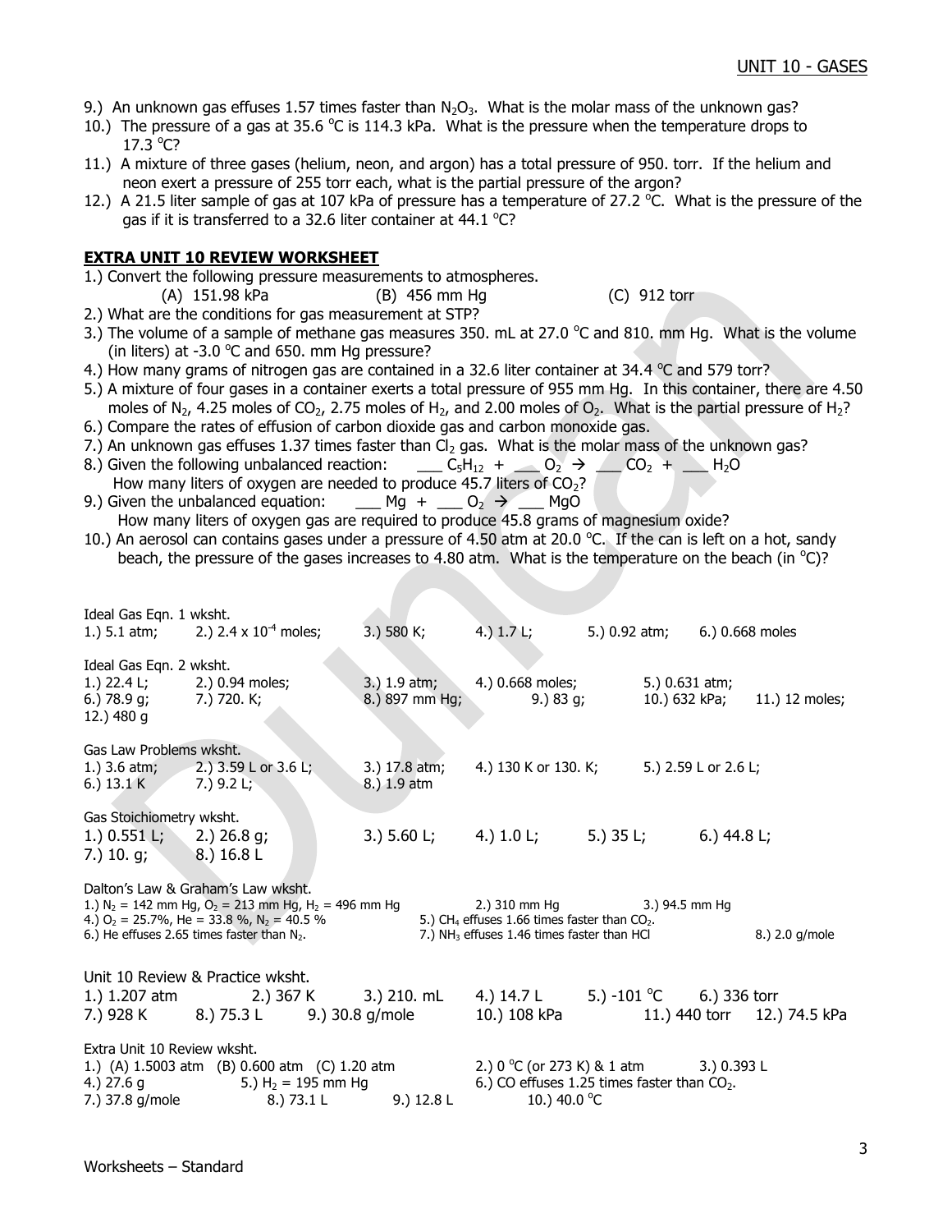9.) An unknown gas effuses 1.57 times faster than $N_2O_3$. What is the molar mass of the unknown gas?

10.) The pressure of a gas at 35.6 °C is 114.3 kPa. What is the pressure when the temperature drops to 17.3 °C?

11.) A mixture of three gases (helium, neon, and argon) has a total pressure of 950. torr. If the helium and neon exert a pressure of 255 torr each, what is the partial pressure of the argon?

12.) A 21.5 liter sample of gas at 107 kPa of pressure has a temperature of 27.2 °C. What is the pressure of the gas if it is transferred to a 32.6 liter container at 44.1 °C?

## EXTRA UNIT 10 REVIEW WORKSHEET

1.) Convert the following pressure measurements to atmospheres.
(A) 151.98 kPa (B) 456 mm Hg (C) 912 torr

2.) What are the conditions for gas measurement at STP?

3.) The volume of a sample of methane gas measures 350. mL at 27.0 °C and 810. mm Hg. What is the volume (in liters) at -3.0 °C and 650. mm Hg pressure?

4.) How many grams of nitrogen gas are contained in a 32.6 liter container at 34.4 °C and 579 torr?

5.) A mixture of four gases in a container exerts a total pressure of 955 mm Hg. In this container, there are 4.50 moles of $N_2$, 4.25 moles of $CO_2$, 2.75 moles of $H_2$, and 2.00 moles of $O_2$. What is the partial pressure of $H_2$?

6.) Compare the rates of effusion of carbon dioxide gas and carbon monoxide gas.

7.) An unknown gas effuses 1.37 times faster than $Cl_2$ gas. What is the molar mass of the unknown gas?

8.) Given the following unbalanced reaction: ___ $C_5H_{12}$ + ___ $O_2$ → ___ $CO_2$ + ___ $H_2O$
How many liters of oxygen are needed to produce 45.7 liters of $CO_2$?

9.) Given the unbalanced equation: ___ Mg + ___ $O_2$ → ___ MgO
How many liters of oxygen gas are required to produce 45.8 grams of magnesium oxide?

10.) An aerosol can contains gases under a pressure of 4.50 atm at 20.0 °C. If the can is left on a hot, sandy beach, the pressure of the gases increases to 4.80 atm. What is the temperature on the beach (in °C)?

Ideal Gas Eqn. 1 wksht.
1.) 5.1 atm; 2.) $2.4 \times 10^{-4}$ moles; 3.) 580 K; 4.) 1.7 L; 5.) 0.92 atm; 6.) 0.668 moles

Ideal Gas Eqn. 2 wksht.
1.) 22.4 L; 2.) 0.94 moles; 3.) 1.9 atm; 4.) 0.668 moles; 5.) 0.631 atm;
6.) 78.9 g; 7.) 720. K; 8.) 897 mm Hg; 9.) 83 g; 10.) 632 kPa; 11.) 12 moles;
12.) 480 g

Gas Law Problems wksht.
1.) 3.6 atm; 2.) 3.59 L or 3.6 L; 3.) 17.8 atm; 4.) 130 K or 130. K; 5.) 2.59 L or 2.6 L;
6.) 13.1 K 7.) 9.2 L; 8.) 1.9 atm

Gas Stoichiometry wksht.
1.) 0.551 L; 2.) 26.8 g; 3.) 5.60 L; 4.) 1.0 L; 5.) 35 L; 6.) 44.8 L;
7.) 10. g; 8.) 16.8 L

Dalton's Law & Graham's Law wksht.
1.) $N_2$ = 142 mm Hg, $O_2$ = 213 mm Hg, $H_2$ = 496 mm Hg 2.) 310 mm Hg 3.) 94.5 mm Hg
4.) $O_2$ = 25.7%, He = 33.8 %, $N_2$ = 40.5 % 5.) $CH_4$ effuses 1.66 times faster than $CO_2$.
6.) He effuses 2.65 times faster than $N_2$. 7.) $NH_3$ effuses 1.46 times faster than HCl 8.) 2.0 g/mole

Unit 10 Review & Practice wksht.
1.) 1.207 atm 2.) 367 K 3.) 210. mL 4.) 14.7 L 5.) -101 °C 6.) 336 torr
7.) 928 K 8.) 75.3 L 9.) 30.8 g/mole 10.) 108 kPa 11.) 440 torr 12.) 74.5 kPa

Extra Unit 10 Review wksht.
1.) (A) 1.5003 atm (B) 0.600 atm (C) 1.20 atm 2.) 0 °C (or 273 K) & 1 atm 3.) 0.393 L
4.) 27.6 g 5.) $H_2$ = 195 mm Hg 6.) CO effuses 1.25 times faster than $CO_2$.
7.) 37.8 g/mole 8.) 73.1 L 9.) 12.8 L 10.) 40.0 °C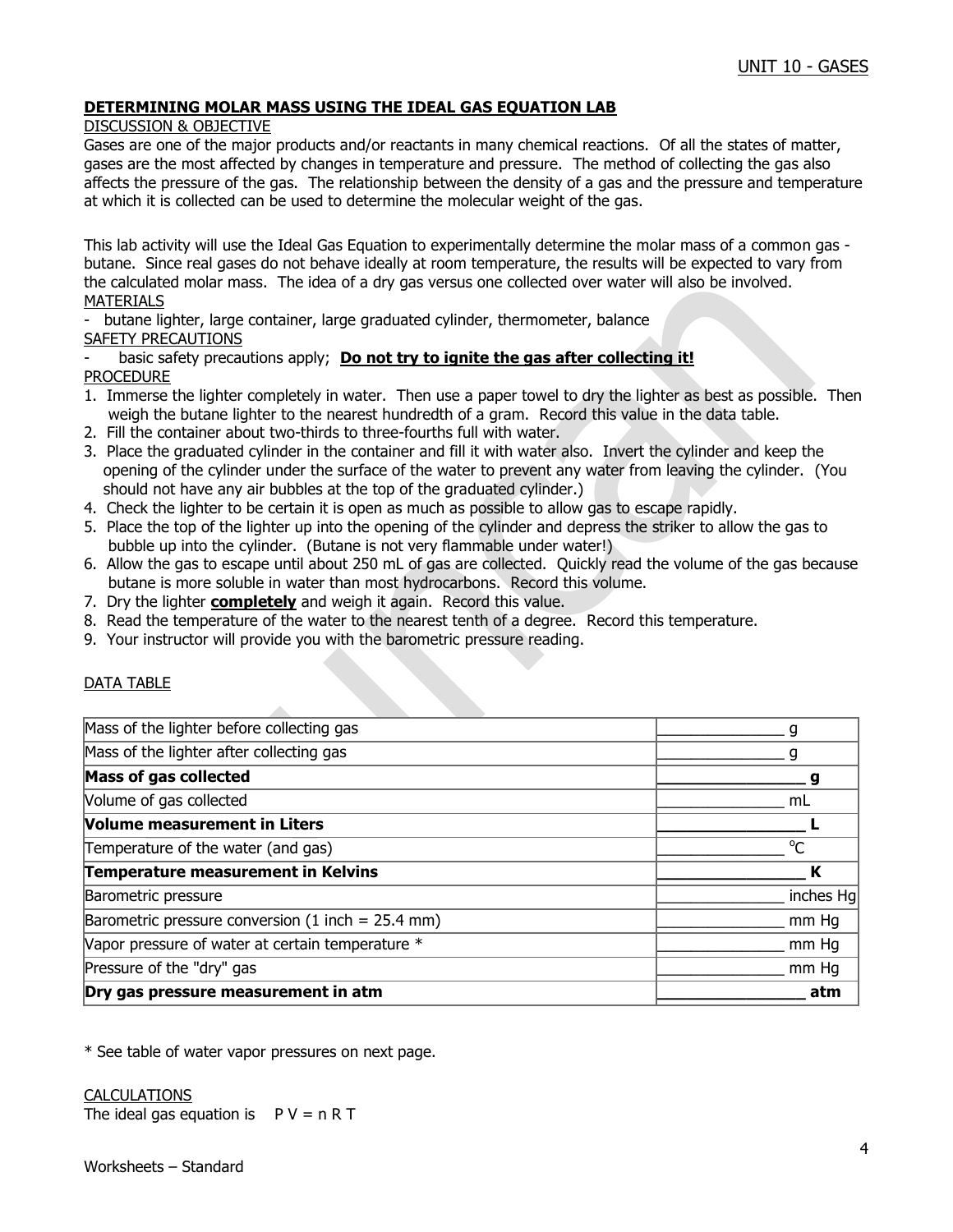## DETERMINING MOLAR MASS USING THE IDEAL GAS EQUATION LAB

DISCUSSION & OBJECTIVE

Gases are one of the major products and/or reactants in many chemical reactions. Of all the states of matter, gases are the most affected by changes in temperature and pressure. The method of collecting the gas also affects the pressure of the gas. The relationship between the density of a gas and the pressure and temperature at which it is collected can be used to determine the molecular weight of the gas.

This lab activity will use the Ideal Gas Equation to experimentally determine the molar mass of a common gas - butane. Since real gases do not behave ideally at room temperature, the results will be expected to vary from the calculated molar mass. The idea of a dry gas versus one collected over water will also be involved.

MATERIALS

- butane lighter, large container, large graduated cylinder, thermometer, balance

SAFETY PRECAUTIONS

- basic safety precautions apply; **Do not try to ignite the gas after collecting it!**

PROCEDURE

1. Immerse the lighter completely in water. Then use a paper towel to dry the lighter as best as possible. Then weigh the butane lighter to the nearest hundredth of a gram. Record this value in the data table.
2. Fill the container about two-thirds to three-fourths full with water.
3. Place the graduated cylinder in the container and fill it with water also. Invert the cylinder and keep the opening of the cylinder under the surface of the water to prevent any water from leaving the cylinder. (You should not have any air bubbles at the top of the graduated cylinder.)
4. Check the lighter to be certain it is open as much as possible to allow gas to escape rapidly.
5. Place the top of the lighter up into the opening of the cylinder and depress the striker to allow the gas to bubble up into the cylinder. (Butane is not very flammable under water!)
6. Allow the gas to escape until about 250 mL of gas are collected. Quickly read the volume of the gas because butane is more soluble in water than most hydrocarbons. Record this volume.
7. Dry the lighter **completely** and weigh it again. Record this value.
8. Read the temperature of the water to the nearest tenth of a degree. Record this temperature.
9. Your instructor will provide you with the barometric pressure reading.

DATA TABLE

| | |
|---|---|
| Mass of the lighter before collecting gas | _______________ g |
| Mass of the lighter after collecting gas | _______________ g |
| **Mass of gas collected** | **_______________ g** |
| Volume of gas collected | _______________ mL |
| **Volume measurement in Liters** | **_______________ L** |
| Temperature of the water (and gas) | _______________ °C |
| **Temperature measurement in Kelvins** | **_______________ K** |
| Barometric pressure | _______________ inches Hg |
| Barometric pressure conversion (1 inch = 25.4 mm) | _______________ mm Hg |
| Vapor pressure of water at certain temperature * | _______________ mm Hg |
| Pressure of the "dry" gas | _______________ mm Hg |
| **Dry gas pressure measurement in atm** | **_______________ atm** |

* See table of water vapor pressures on next page.

CALCULATIONS

The ideal gas equation is $PV = nRT$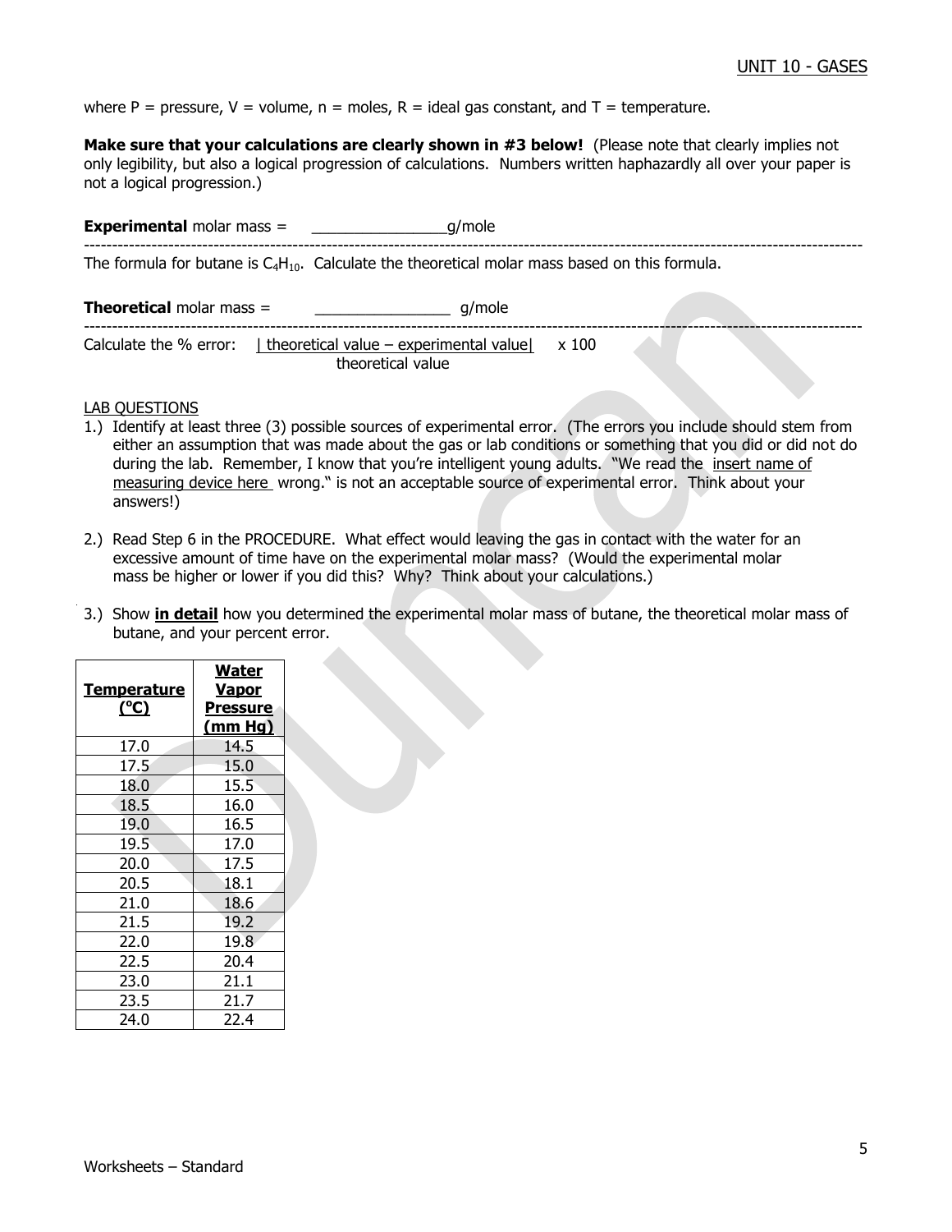where P = pressure, V = volume, n = moles, R = ideal gas constant, and T = temperature.

**Make sure that your calculations are clearly shown in #3 below!** (Please note that clearly implies not only legibility, but also a logical progression of calculations. Numbers written haphazardly all over your paper is not a logical progression.)

**Experimental** molar mass = ________________g/mole

---

The formula for butane is $C_4H_{10}$. Calculate the theoretical molar mass based on this formula.

**Theoretical** molar mass = ________________ g/mole

---

Calculate the % error: $\frac{|\text{theoretical value} - \text{experimental value}|}{\text{theoretical value}} \times 100$

LAB QUESTIONS

1.) Identify at least three (3) possible sources of experimental error. (The errors you include should stem from either an assumption that was made about the gas or lab conditions or something that you did or did not do during the lab. Remember, I know that you're intelligent young adults. "We read the insert name of measuring device here wrong." is not an acceptable source of experimental error. Think about your answers!)

2.) Read Step 6 in the PROCEDURE. What effect would leaving the gas in contact with the water for an excessive amount of time have on the experimental molar mass? (Would the experimental molar mass be higher or lower if you did this? Why? Think about your calculations.)

3.) Show **in detail** how you determined the experimental molar mass of butane, the theoretical molar mass of butane, and your percent error.

| Temperature (°C) | Water Vapor Pressure (mm Hg) |
|---|---|
| 17.0 | 14.5 |
| 17.5 | 15.0 |
| 18.0 | 15.5 |
| 18.5 | 16.0 |
| 19.0 | 16.5 |
| 19.5 | 17.0 |
| 20.0 | 17.5 |
| 20.5 | 18.1 |
| 21.0 | 18.6 |
| 21.5 | 19.2 |
| 22.0 | 19.8 |
| 22.5 | 20.4 |
| 23.0 | 21.1 |
| 23.5 | 21.7 |
| 24.0 | 22.4 |